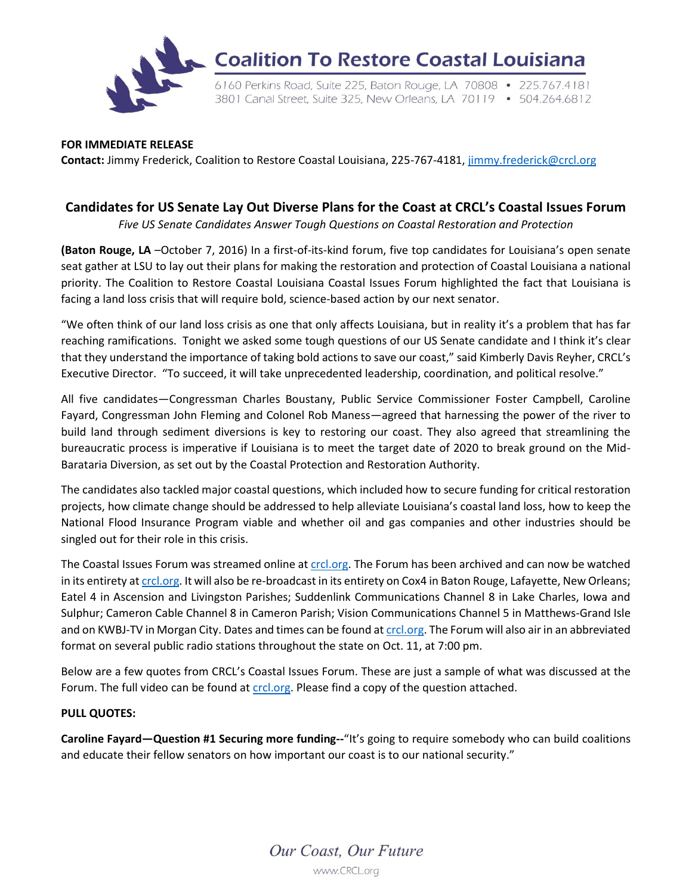# Coalition To Restore Coastal Louisiana

6160 Perkins Road, Suite 225, Baton Rouge, LA 70808 • 225.767.4181
3801 Canal Street, Suite 325, New Orleans, LA 70119 • 504.264.6812

**FOR IMMEDIATE RELEASE**
**Contact:** Jimmy Frederick, Coalition to Restore Coastal Louisiana, 225-767-4181, jimmy.frederick@crcl.org

## Candidates for US Senate Lay Out Diverse Plans for the Coast at CRCL's Coastal Issues Forum

*Five US Senate Candidates Answer Tough Questions on Coastal Restoration and Protection*

**(Baton Rouge, LA** –October 7, 2016) In a first-of-its-kind forum, five top candidates for Louisiana's open senate seat gather at LSU to lay out their plans for making the restoration and protection of Coastal Louisiana a national priority. The Coalition to Restore Coastal Louisiana Coastal Issues Forum highlighted the fact that Louisiana is facing a land loss crisis that will require bold, science-based action by our next senator.

"We often think of our land loss crisis as one that only affects Louisiana, but in reality it's a problem that has far reaching ramifications. Tonight we asked some tough questions of our US Senate candidate and I think it's clear that they understand the importance of taking bold actions to save our coast," said Kimberly Davis Reyher, CRCL's Executive Director. "To succeed, it will take unprecedented leadership, coordination, and political resolve."

All five candidates—Congressman Charles Boustany, Public Service Commissioner Foster Campbell, Caroline Fayard, Congressman John Fleming and Colonel Rob Maness—agreed that harnessing the power of the river to build land through sediment diversions is key to restoring our coast. They also agreed that streamlining the bureaucratic process is imperative if Louisiana is to meet the target date of 2020 to break ground on the Mid-Barataria Diversion, as set out by the Coastal Protection and Restoration Authority.

The candidates also tackled major coastal questions, which included how to secure funding for critical restoration projects, how climate change should be addressed to help alleviate Louisiana's coastal land loss, how to keep the National Flood Insurance Program viable and whether oil and gas companies and other industries should be singled out for their role in this crisis.

The Coastal Issues Forum was streamed online at crcl.org. The Forum has been archived and can now be watched in its entirety at crcl.org. It will also be re-broadcast in its entirety on Cox4 in Baton Rouge, Lafayette, New Orleans; Eatel 4 in Ascension and Livingston Parishes; Suddenlink Communications Channel 8 in Lake Charles, Iowa and Sulphur; Cameron Cable Channel 8 in Cameron Parish; Vision Communications Channel 5 in Matthews-Grand Isle and on KWBJ-TV in Morgan City. Dates and times can be found at crcl.org. The Forum will also air in an abbreviated format on several public radio stations throughout the state on Oct. 11, at 7:00 pm.

Below are a few quotes from CRCL's Coastal Issues Forum. These are just a sample of what was discussed at the Forum. The full video can be found at crcl.org. Please find a copy of the question attached.

**PULL QUOTES:**

**Caroline Fayard—Question #1 Securing more funding--**"It's going to require somebody who can build coalitions and educate their fellow senators on how important our coast is to our national security."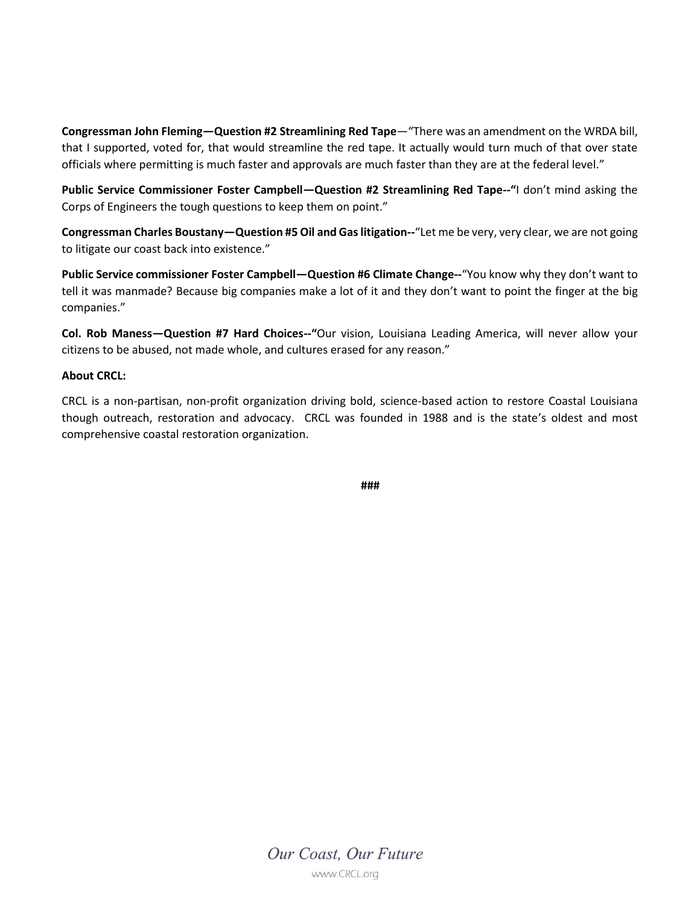**Congressman John Fleming—Question #2 Streamlining Red Tape**—"There was an amendment on the WRDA bill, that I supported, voted for, that would streamline the red tape. It actually would turn much of that over state officials where permitting is much faster and approvals are much faster than they are at the federal level."

**Public Service Commissioner Foster Campbell—Question #2 Streamlining Red Tape--"**I don't mind asking the Corps of Engineers the tough questions to keep them on point."

**Congressman Charles Boustany—Question #5 Oil and Gas litigation--**"Let me be very, very clear, we are not going to litigate our coast back into existence."

**Public Service commissioner Foster Campbell—Question #6 Climate Change--**"You know why they don't want to tell it was manmade? Because big companies make a lot of it and they don't want to point the finger at the big companies."

**Col. Rob Maness—Question #7 Hard Choices--"**Our vision, Louisiana Leading America, will never allow your citizens to be abused, not made whole, and cultures erased for any reason."

**About CRCL:**

CRCL is a non-partisan, non-profit organization driving bold, science-based action to restore Coastal Louisiana though outreach, restoration and advocacy. CRCL was founded in 1988 and is the state's oldest and most comprehensive coastal restoration organization.

###